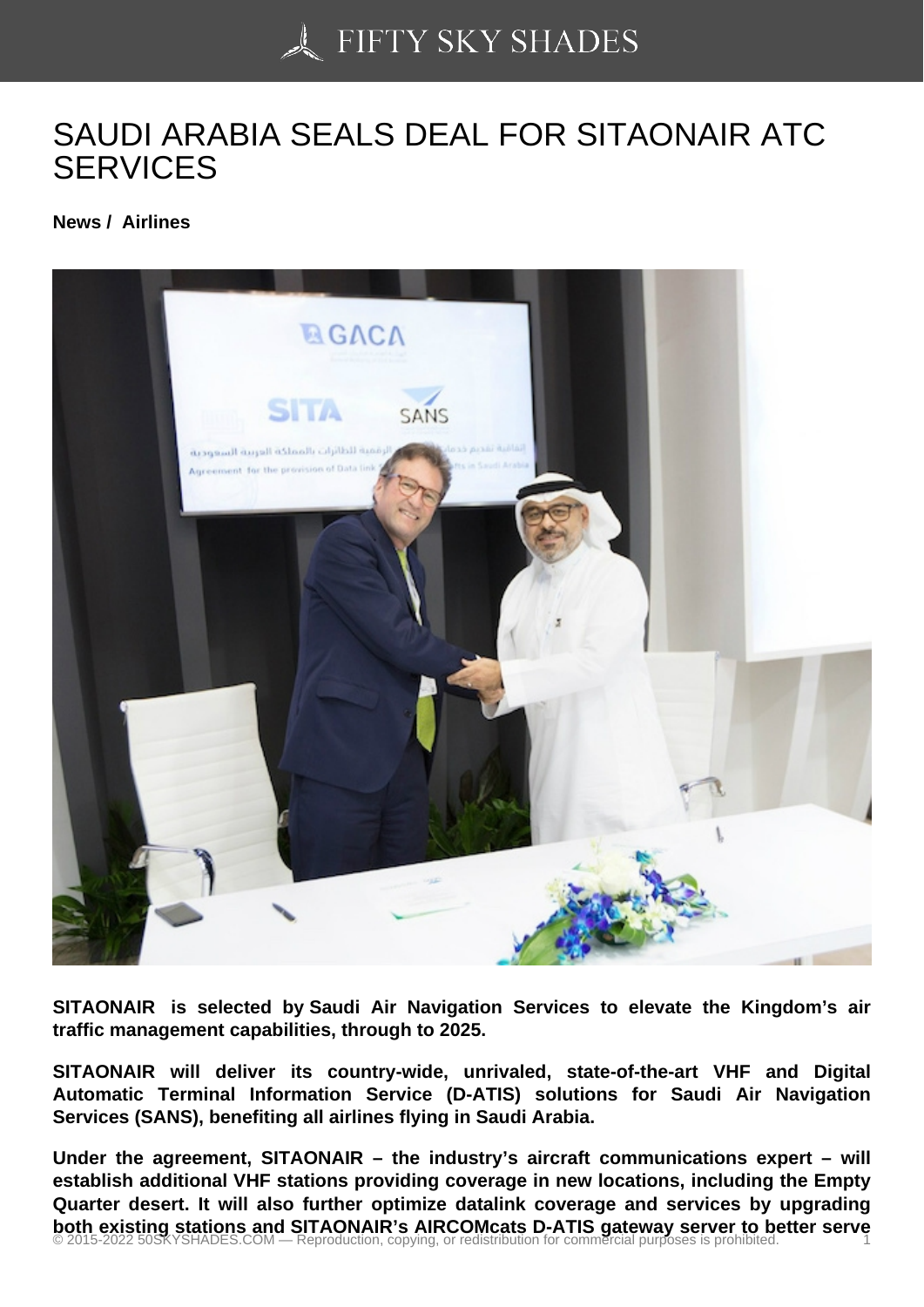# SAUDI ARABIA SEALS DEAL FOR SITAONAIR ATC SERVICES

**News / Airlines**

**SITAONAIR is selected by Saudi Air Navigation Services to elevate the Kingdom's air traffic management capabilities, through to 2025.**

**SITAONAIR will deliver its country-wide, unrivaled, state-of-the-art VHF and Digital Automatic Terminal Information Service (D-ATIS) solutions for Saudi Air Navigation Services (SANS), benefiting all airlines flying in Saudi Arabia.**

**Under the agreement, SITAONAIR – the industry's aircraft communications expert – will establish additional VHF stations providing coverage in new locations, including the Empty Quarter desert. It will also further optimize datalink coverage and services by upgrading both existing stations and SITAONAIR's AIRCOMcats D-ATIS gateway server to better serve**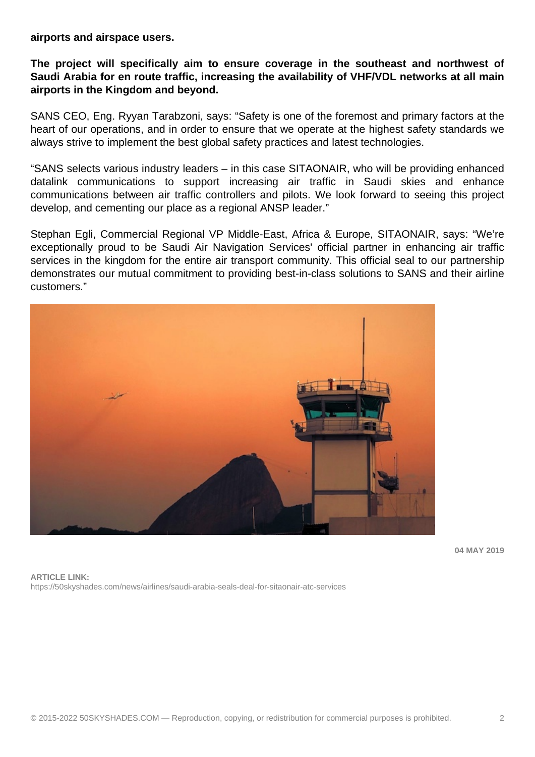**airports and airspace users.**

**The project will specifically aim to ensure coverage in the southeast and northwest of Saudi Arabia for en route traffic, increasing the availability of VHF/VDL networks at all main airports in the Kingdom and beyond.**

SANS CEO, Eng. Ryyan Tarabzoni, says: “Safety is one of the foremost and primary factors at the heart of our operations, and in order to ensure that we operate at the highest safety standards we always strive to implement the best global safety practices and latest technologies.

“SANS selects various industry leaders – in this case SITAONAIR, who will be providing enhanced datalink communications to support increasing air traffic in Saudi skies and enhance communications between air traffic controllers and pilots. We look forward to seeing this project develop, and cementing our place as a regional ANSP leader.”

Stephan Egli, Commercial Regional VP Middle-East, Africa & Europe, SITAONAIR, says: “We’re exceptionally proud to be Saudi Air Navigation Services' official partner in enhancing air traffic services in the kingdom for the entire air transport community. This official seal to our partnership demonstrates our mutual commitment to providing best-in-class solutions to SANS and their airline customers.”

**04 MAY 2019**

**ARTICLE LINK:**
https://50skyshades.com/news/airlines/saudi-arabia-seals-deal-for-sitaonair-atc-services

© 2015-2022 50SKYSHADES.COM — Reproduction, copying, or redistribution for commercial purposes is prohibited.